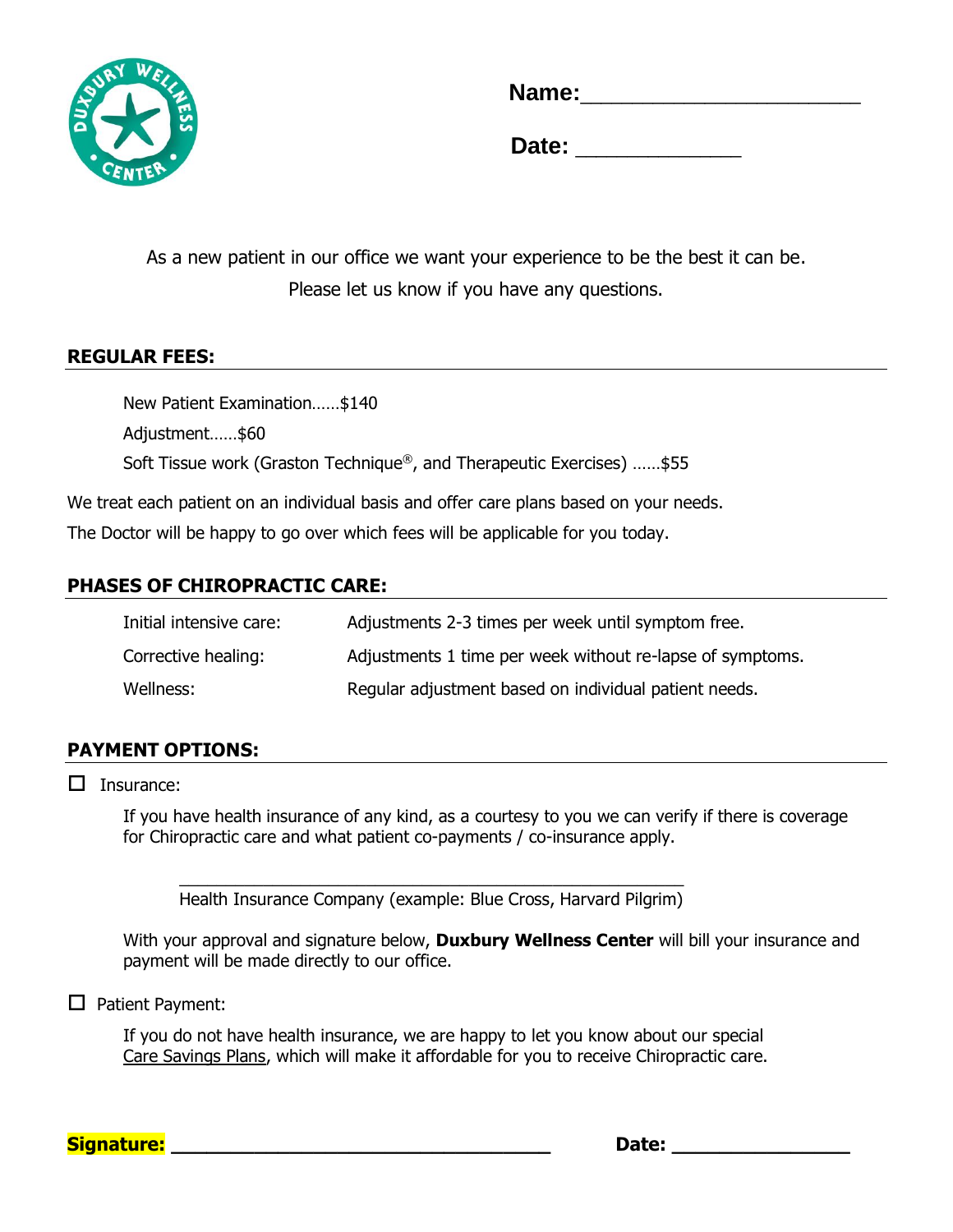DUXBURY WELLNESS CENTER

**Name:** ______________________

**Date:** _____________

As a new patient in our office we want your experience to be the best it can be.
Please let us know if you have any questions.

## REGULAR FEES:

New Patient Examination……$140

Adjustment……$60

Soft Tissue work (Graston Technique®, and Therapeutic Exercises) ……$55

We treat each patient on an individual basis and offer care plans based on your needs.

The Doctor will be happy to go over which fees will be applicable for you today.

## PHASES OF CHIROPRACTIC CARE:

| | |
|---|---|
| Initial intensive care: | Adjustments 2-3 times per week until symptom free. |
| Corrective healing: | Adjustments 1 time per week without re-lapse of symptoms. |
| Wellness: | Regular adjustment based on individual patient needs. |

## PAYMENT OPTIONS:

☐ Insurance:

If you have health insurance of any kind, as a courtesy to you we can verify if there is coverage for Chiropractic care and what patient co-payments / co-insurance apply.

_______________________________________________

Health Insurance Company (example: Blue Cross, Harvard Pilgrim)

With your approval and signature below, **Duxbury Wellness Center** will bill your insurance and payment will be made directly to our office.

☐ Patient Payment:

If you do not have health insurance, we are happy to let you know about our special Care Savings Plans, which will make it affordable for you to receive Chiropractic care.

**Signature:** _________________________________ **Date:** _______________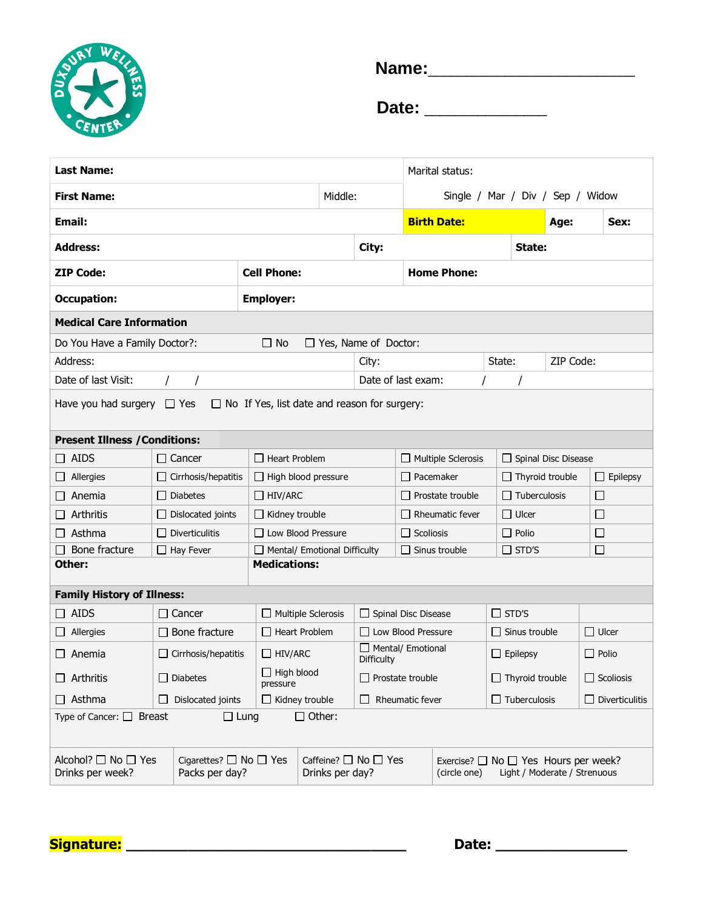Duxbury Wellness Center

**Name:**______________________

**Date:** _____________

| **Last Name:** | | | Marital status: | | |
|---|---|---|---|---|---|
| **First Name:** | | Middle: | Single / Mar / Div / Sep / Widow | | |
| **Email:** | | | **Birth Date:** | **Age:** | **Sex:** |
| **Address:** | | **City:** | | **State:** | |
| **ZIP Code:** | **Cell Phone:** | | **Home Phone:** | | |
| **Occupation:** | **Employer:** | | | | |

**Medical Care Information**

Do You Have a Family Doctor?: ☐ No ☐ Yes, Name of Doctor:

| Address: | City: | State: | ZIP Code: |
|---|---|---|---|
| Date of last Visit: / / | Date of last exam: / / | | |

Have you had surgery ☐ Yes ☐ No If Yes, list date and reason for surgery:

**Present Illness / Conditions:**

| | | | | | |
|---|---|---|---|---|---|
| ☐ AIDS | ☐ Cancer | ☐ Heart Problem | ☐ Multiple Sclerosis | ☐ Spinal Disc Disease | |
| ☐ Allergies | ☐ Cirrhosis/hepatitis | ☐ High blood pressure | ☐ Pacemaker | ☐ Thyroid trouble | ☐ Epilepsy |
| ☐ Anemia | ☐ Diabetes | ☐ HIV/ARC | ☐ Prostate trouble | ☐ Tuberculosis | ☐ |
| ☐ Arthritis | ☐ Dislocated joints | ☐ Kidney trouble | ☐ Rheumatic fever | ☐ Ulcer | ☐ |
| ☐ Asthma | ☐ Diverticulitis | ☐ Low Blood Pressure | ☐ Scoliosis | ☐ Polio | ☐ |
| ☐ Bone fracture | ☐ Hay Fever | ☐ Mental/ Emotional Difficulty | ☐ Sinus trouble | ☐ STD'S | ☐ |

**Other:**

**Medications:**

**Family History of Illness:**

| | | | | | |
|---|---|---|---|---|---|
| ☐ AIDS | ☐ Cancer | ☐ Multiple Sclerosis | ☐ Spinal Disc Disease | ☐ STD'S | |
| ☐ Allergies | ☐ Bone fracture | ☐ Heart Problem | ☐ Low Blood Pressure | ☐ Sinus trouble | ☐ Ulcer |
| ☐ Anemia | ☐ Cirrhosis/hepatitis | ☐ HIV/ARC | ☐ Mental/ Emotional Difficulty | ☐ Epilepsy | ☐ Polio |
| ☐ Arthritis | ☐ Diabetes | ☐ High blood pressure | ☐ Prostate trouble | ☐ Thyroid trouble | ☐ Scoliosis |
| ☐ Asthma | ☐ Dislocated joints | ☐ Kidney trouble | ☐ Rheumatic fever | ☐ Tuberculosis | ☐ Diverticulitis |

Type of Cancer: ☐ Breast ☐ Lung ☐ Other:

| | | | |
|---|---|---|---|
| Alcohol? ☐ No ☐ Yes<br>Drinks per week? | Cigarettes? ☐ No ☐ Yes<br>Packs per day? | Caffeine? ☐ No ☐ Yes<br>Drinks per day? | Exercise? ☐ No ☐ Yes Hours per week?<br>(circle one) Light / Moderate / Strenuous |

**Signature:** ______________________________ **Date:** ______________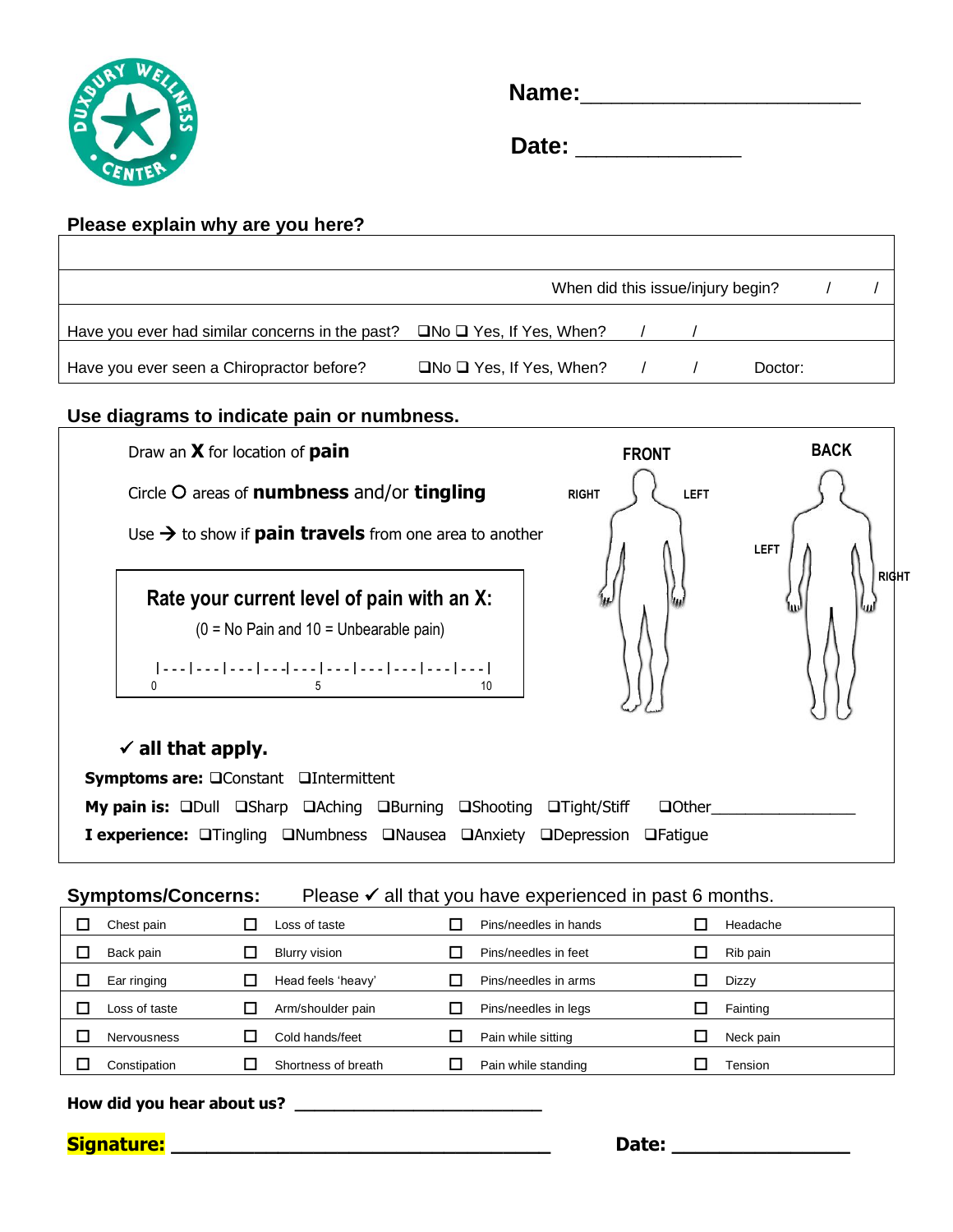DUXBURY WELLNESS CENTER

**Name:** ______________________

**Date:** _____________

### Please explain why are you here?

| |
|---|
| |
| When did this issue/injury begin? / / |
| Have you ever had similar concerns in the past? ❑No ❑ Yes, If Yes, When? / / |
| Have you ever seen a Chiropractor before? ❑No ❑ Yes, If Yes, When? / / Doctor: |

### Use diagrams to indicate pain or numbness.

Draw an **X** for location of **pain**

Circle O areas of **numbness** and/or **tingling**

Use → to show if **pain travels** from one area to another

**Rate your current level of pain with an X:**

(0 = No Pain and 10 = Unbearable pain)

|---|---|---|---|---|---|---|---|---|---|

0 5 10

FRONT

RIGHT LEFT

BACK

LEFT RIGHT

✓ **all that apply.**

**Symptoms are:** ❑Constant ❑Intermittent

**My pain is:** ❑Dull ❑Sharp ❑Aching ❑Burning ❑Shooting ❑Tight/Stiff ❑Other________________

**I experience:** ❑Tingling ❑Numbness ❑Nausea ❑Anxiety ❑Depression ❑Fatigue

**Symptoms/Concerns:** Please ✓ all that you have experienced in past 6 months.

| | | | | | | | |
|---|---|---|---|---|---|---|---|
| ☐ | Chest pain | ☐ | Loss of taste | ☐ | Pins/needles in hands | ☐ | Headache |
| ☐ | Back pain | ☐ | Blurry vision | ☐ | Pins/needles in feet | ☐ | Rib pain |
| ☐ | Ear ringing | ☐ | Head feels 'heavy' | ☐ | Pins/needles in arms | ☐ | Dizzy |
| ☐ | Loss of taste | ☐ | Arm/shoulder pain | ☐ | Pins/needles in legs | ☐ | Fainting |
| ☐ | Nervousness | ☐ | Cold hands/feet | ☐ | Pain while sitting | ☐ | Neck pain |
| ☐ | Constipation | ☐ | Shortness of breath | ☐ | Pain while standing | ☐ | Tension |

**How did you hear about us?** ________________________

**Signature:** ___________________________________ **Date:** ________________